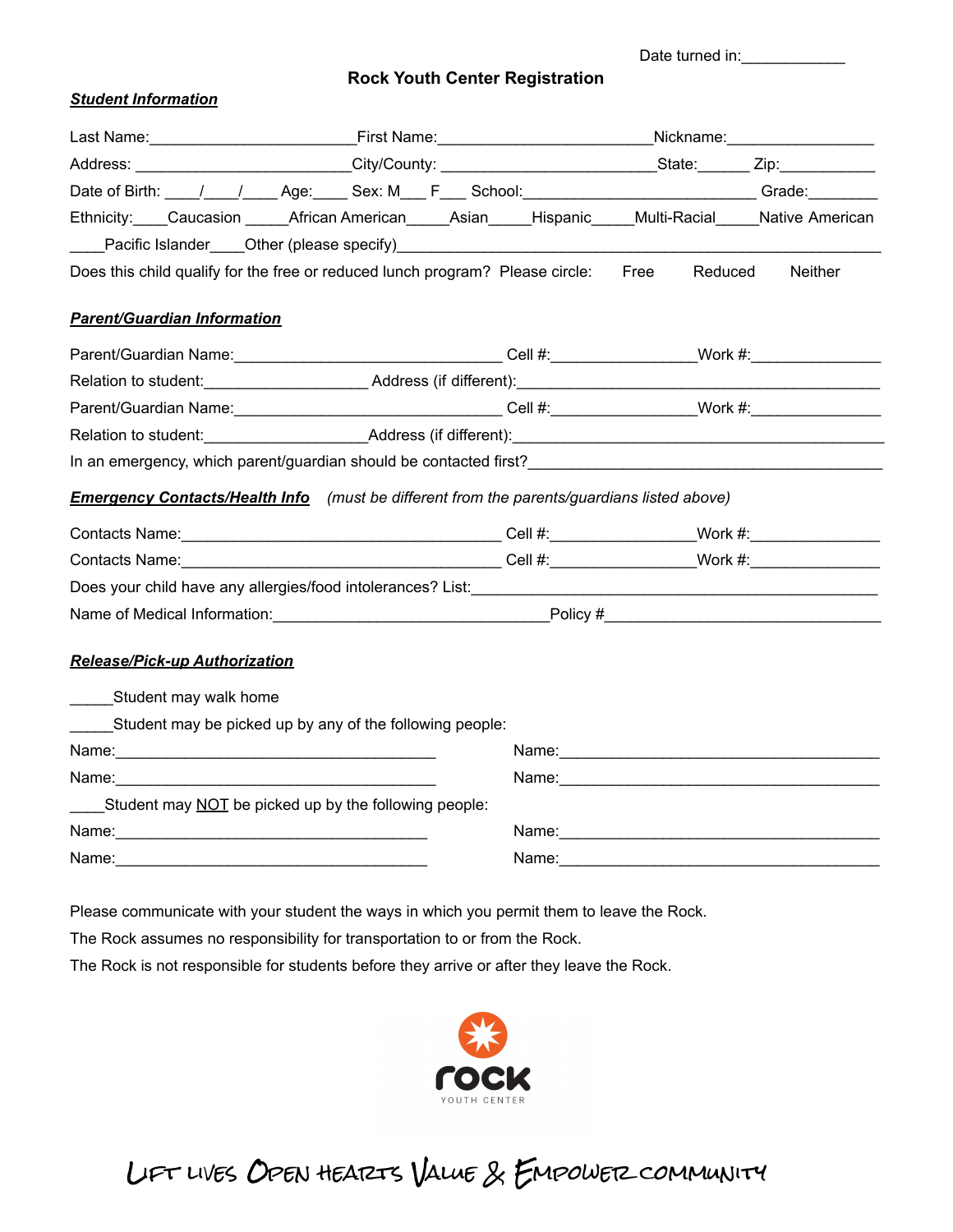Date turned in:____________

# Rock Youth Center Registration

***Student Information***

Last Name:________________________First Name:_________________________Nickname:_________________

Address: _________________________City/County: _________________________State:______ Zip:___________

Date of Birth: ____/____/____ Age:____ Sex: M___ F___ School:__________________________ Grade:________

Ethnicity:____Caucasion _____African American_____Asian_____Hispanic_____Multi-Racial_____Native American

____Pacific Islander____Other (please specify)_______________________________________________________

Does this child qualify for the free or reduced lunch program? Please circle: Free Reduced Neither

***Parent/Guardian Information***

Parent/Guardian Name:______________________________ Cell #:________________Work #:_______________

Relation to student:__________________ Address (if different):_________________________________________

Parent/Guardian Name:______________________________ Cell #:________________Work #:_______________

Relation to student:__________________Address (if different):__________________________________________

In an emergency, which parent/guardian should be contacted first?_______________________________________

***Emergency Contacts/Health Info*** *(must be different from the parents/guardians listed above)*

Contacts Name:____________________________________ Cell #:________________Work #:_______________

Contacts Name:____________________________________ Cell #:________________Work #:_______________

Does your child have any allergies/food intolerances? List:______________________________________________

Name of Medical Information:_______________________________Policy #_______________________________

***Release/Pick-up Authorization***

_____Student may walk home

_____Student may be picked up by any of the following people:

Name:_____________________________________ Name:_____________________________________

Name:_____________________________________ Name:_____________________________________

____Student may NOT be picked up by the following people:

Name:_____________________________________ Name:_____________________________________

Name:_____________________________________ Name:_____________________________________

Please communicate with your student the ways in which you permit them to leave the Rock.

The Rock assumes no responsibility for transportation to or from the Rock.

The Rock is not responsible for students before they arrive or after they leave the Rock.

rock
YOUTH CENTER

Lift lives Open hearts Value & Empower community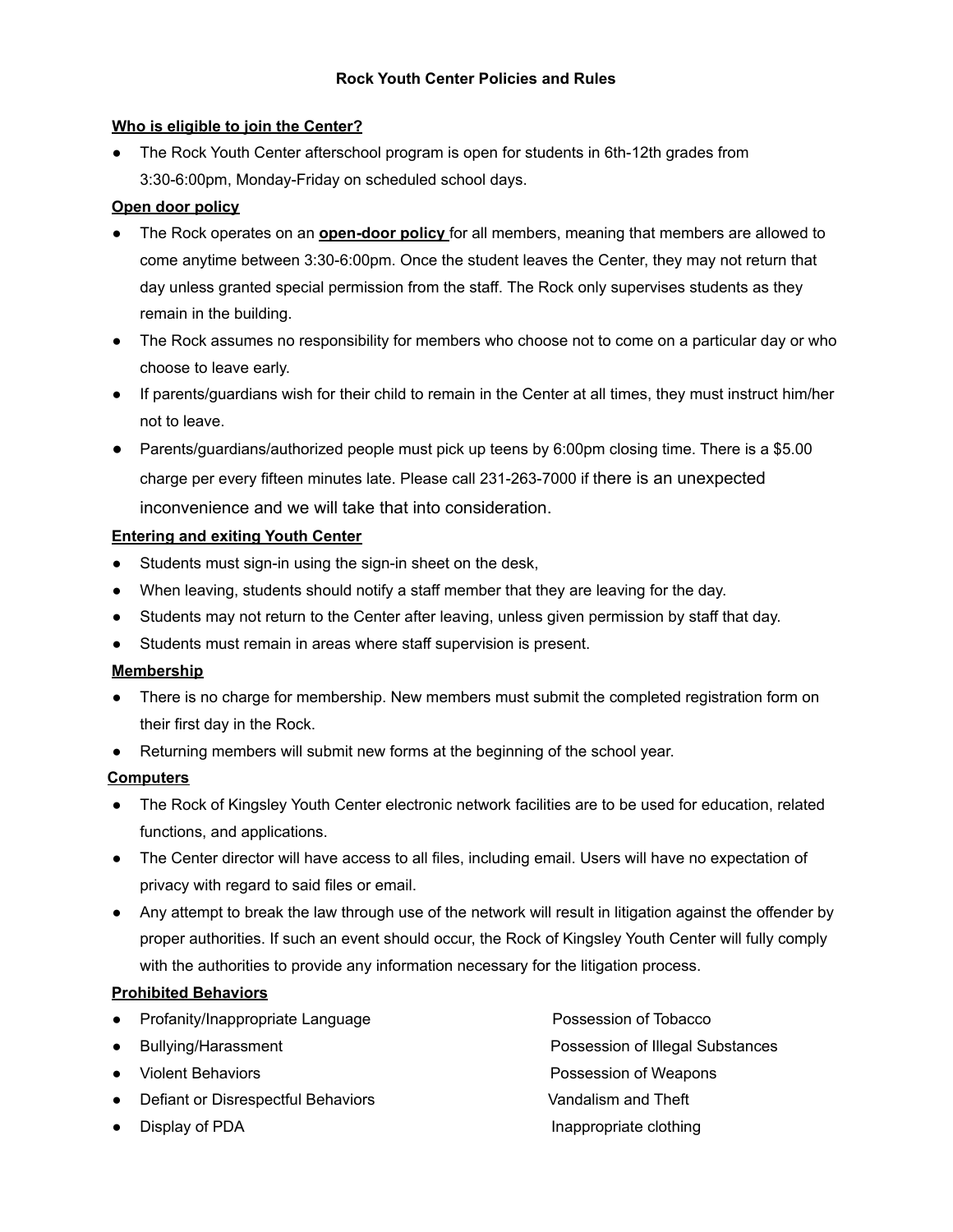# Rock Youth Center Policies and Rules

**Who is eligible to join the Center?**

- The Rock Youth Center afterschool program is open for students in 6th-12th grades from 3:30-6:00pm, Monday-Friday on scheduled school days.

**Open door policy**

- The Rock operates on an **open-door policy** for all members, meaning that members are allowed to come anytime between 3:30-6:00pm. Once the student leaves the Center, they may not return that day unless granted special permission from the staff. The Rock only supervises students as they remain in the building.
- The Rock assumes no responsibility for members who choose not to come on a particular day or who choose to leave early.
- If parents/guardians wish for their child to remain in the Center at all times, they must instruct him/her not to leave.
- Parents/guardians/authorized people must pick up teens by 6:00pm closing time. There is a $5.00 charge per every fifteen minutes late. Please call 231-263-7000 if there is an unexpected inconvenience and we will take that into consideration.

**Entering and exiting Youth Center**

- Students must sign-in using the sign-in sheet on the desk,
- When leaving, students should notify a staff member that they are leaving for the day.
- Students may not return to the Center after leaving, unless given permission by staff that day.
- Students must remain in areas where staff supervision is present.

**Membership**

- There is no charge for membership. New members must submit the completed registration form on their first day in the Rock.
- Returning members will submit new forms at the beginning of the school year.

**Computers**

- The Rock of Kingsley Youth Center electronic network facilities are to be used for education, related functions, and applications.
- The Center director will have access to all files, including email. Users will have no expectation of privacy with regard to said files or email.
- Any attempt to break the law through use of the network will result in litigation against the offender by proper authorities. If such an event should occur, the Rock of Kingsley Youth Center will fully comply with the authorities to provide any information necessary for the litigation process.

**Prohibited Behaviors**

- Profanity/Inappropriate Language
- Bullying/Harassment
- Violent Behaviors
- Defiant or Disrespectful Behaviors
- Display of PDA
- Possession of Tobacco
- Possession of Illegal Substances
- Possession of Weapons
- Vandalism and Theft
- Inappropriate clothing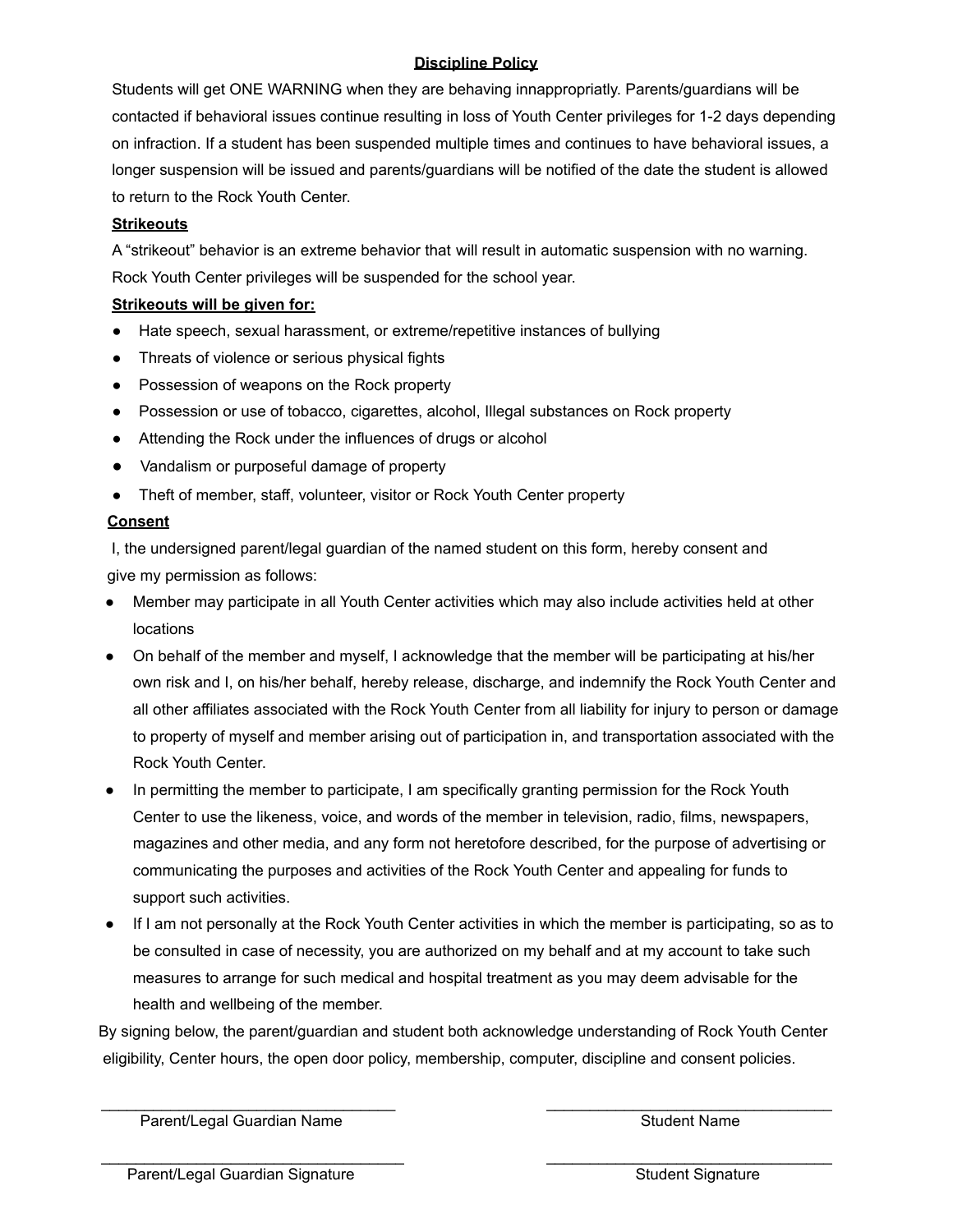## Discipline Policy

Students will get ONE WARNING when they are behaving innappropriatly. Parents/guardians will be contacted if behavioral issues continue resulting in loss of Youth Center privileges for 1-2 days depending on infraction. If a student has been suspended multiple times and continues to have behavioral issues, a longer suspension will be issued and parents/guardians will be notified of the date the student is allowed to return to the Rock Youth Center.

### Strikeouts

A "strikeout" behavior is an extreme behavior that will result in automatic suspension with no warning. Rock Youth Center privileges will be suspended for the school year.

### Strikeouts will be given for:

- Hate speech, sexual harassment, or extreme/repetitive instances of bullying
- Threats of violence or serious physical fights
- Possession of weapons on the Rock property
- Possession or use of tobacco, cigarettes, alcohol, Illegal substances on Rock property
- Attending the Rock under the influences of drugs or alcohol
- Vandalism or purposeful damage of property
- Theft of member, staff, volunteer, visitor or Rock Youth Center property

### Consent

I, the undersigned parent/legal guardian of the named student on this form, hereby consent and give my permission as follows:

- Member may participate in all Youth Center activities which may also include activities held at other locations
- On behalf of the member and myself, I acknowledge that the member will be participating at his/her own risk and I, on his/her behalf, hereby release, discharge, and indemnify the Rock Youth Center and all other affiliates associated with the Rock Youth Center from all liability for injury to person or damage to property of myself and member arising out of participation in, and transportation associated with the Rock Youth Center.
- In permitting the member to participate, I am specifically granting permission for the Rock Youth Center to use the likeness, voice, and words of the member in television, radio, films, newspapers, magazines and other media, and any form not heretofore described, for the purpose of advertising or communicating the purposes and activities of the Rock Youth Center and appealing for funds to support such activities.
- If I am not personally at the Rock Youth Center activities in which the member is participating, so as to be consulted in case of necessity, you are authorized on my behalf and at my account to take such measures to arrange for such medical and hospital treatment as you may deem advisable for the health and wellbeing of the member.

By signing below, the parent/guardian and student both acknowledge understanding of Rock Youth Center eligibility, Center hours, the open door policy, membership, computer, discipline and consent policies.

\_\_\_\_\_\_\_\_\_\_\_\_\_\_\_\_\_\_\_\_\_\_\_\_\_\_\_\_\_\_\_\_\_\_\_
Parent/Legal Guardian Name

\_\_\_\_\_\_\_\_\_\_\_\_\_\_\_\_\_\_\_\_\_\_\_\_\_\_\_\_\_\_\_\_\_\_\_
Student Name

\_\_\_\_\_\_\_\_\_\_\_\_\_\_\_\_\_\_\_\_\_\_\_\_\_\_\_\_\_\_\_\_\_\_\_
Parent/Legal Guardian Signature

\_\_\_\_\_\_\_\_\_\_\_\_\_\_\_\_\_\_\_\_\_\_\_\_\_\_\_\_\_\_\_\_\_\_\_
Student Signature